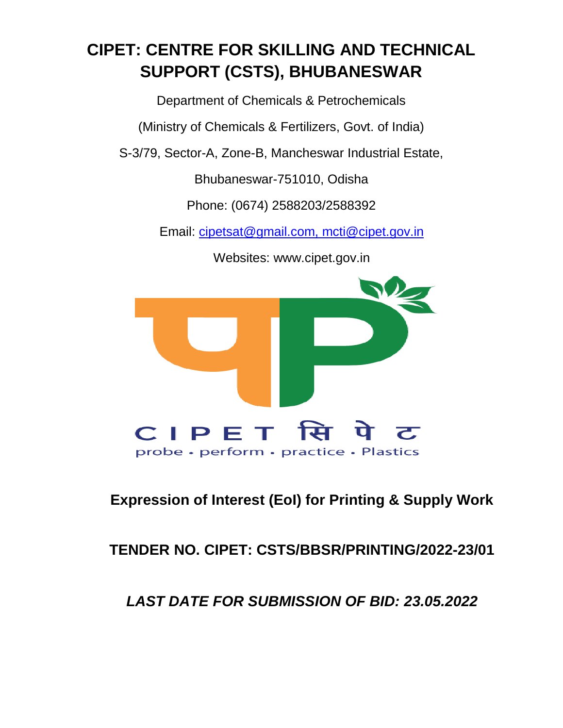# CIPET: CENTRE FOR SKILLING AND TECHNICAL SUPPORT (CSTS), BHUBANESWAR

Department of Chemicals & Petrochemicals

(Ministry of Chemicals & Fertilizers, Govt. of India)

S-3/79, Sector-A, Zone-B, Mancheswar Industrial Estate,

Bhubaneswar-751010, Odisha

Phone: (0674) 2588203/2588392

Email: cipetsat@gmail.com, mcti@cipet.gov.in

Websites: www.cipet.gov.in

CIPET सिपेट

probe • perform • practice • Plastics

## Expression of Interest (EoI) for Printing & Supply Work

## TENDER NO. CIPET: CSTS/BBSR/PRINTING/2022-23/01

***LAST DATE FOR SUBMISSION OF BID: 23.05.2022***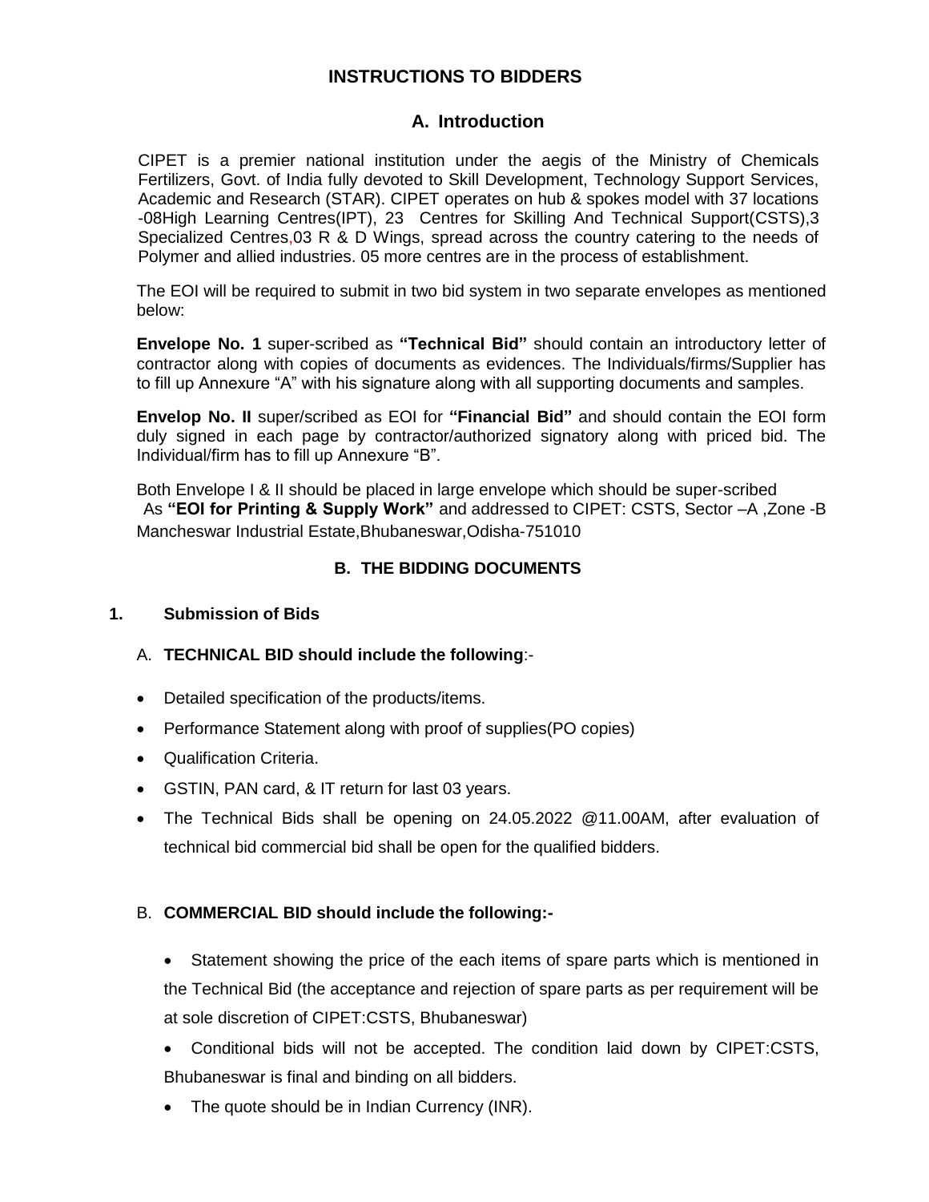# INSTRUCTIONS TO BIDDERS

## A. Introduction

CIPET is a premier national institution under the aegis of the Ministry of Chemicals Fertilizers, Govt. of India fully devoted to Skill Development, Technology Support Services, Academic and Research (STAR). CIPET operates on hub & spokes model with 37 locations -08High Learning Centres(IPT), 23 Centres for Skilling And Technical Support(CSTS),3 Specialized Centres,03 R & D Wings, spread across the country catering to the needs of Polymer and allied industries. 05 more centres are in the process of establishment.

The EOI will be required to submit in two bid system in two separate envelopes as mentioned below:

**Envelope No. 1** super-scribed as **"Technical Bid"** should contain an introductory letter of contractor along with copies of documents as evidences. The Individuals/firms/Supplier has to fill up Annexure "A" with his signature along with all supporting documents and samples.

**Envelop No. II** super/scribed as EOI for **"Financial Bid"** and should contain the EOI form duly signed in each page by contractor/authorized signatory along with priced bid. The Individual/firm has to fill up Annexure "B".

Both Envelope I & II should be placed in large envelope which should be super-scribed As **"EOI for Printing & Supply Work"** and addressed to CIPET: CSTS, Sector –A ,Zone -B Mancheswar Industrial Estate,Bhubaneswar,Odisha-751010

## B. THE BIDDING DOCUMENTS

### 1. Submission of Bids

A. **TECHNICAL BID should include the following**:-

- Detailed specification of the products/items.
- Performance Statement along with proof of supplies(PO copies)
- Qualification Criteria.
- GSTIN, PAN card, & IT return for last 03 years.
- The Technical Bids shall be opening on 24.05.2022 @11.00AM, after evaluation of technical bid commercial bid shall be open for the qualified bidders.

B. **COMMERCIAL BID should include the following:-**

- Statement showing the price of the each items of spare parts which is mentioned in the Technical Bid (the acceptance and rejection of spare parts as per requirement will be at sole discretion of CIPET:CSTS, Bhubaneswar)
- Conditional bids will not be accepted. The condition laid down by CIPET:CSTS, Bhubaneswar is final and binding on all bidders.
- The quote should be in Indian Currency (INR).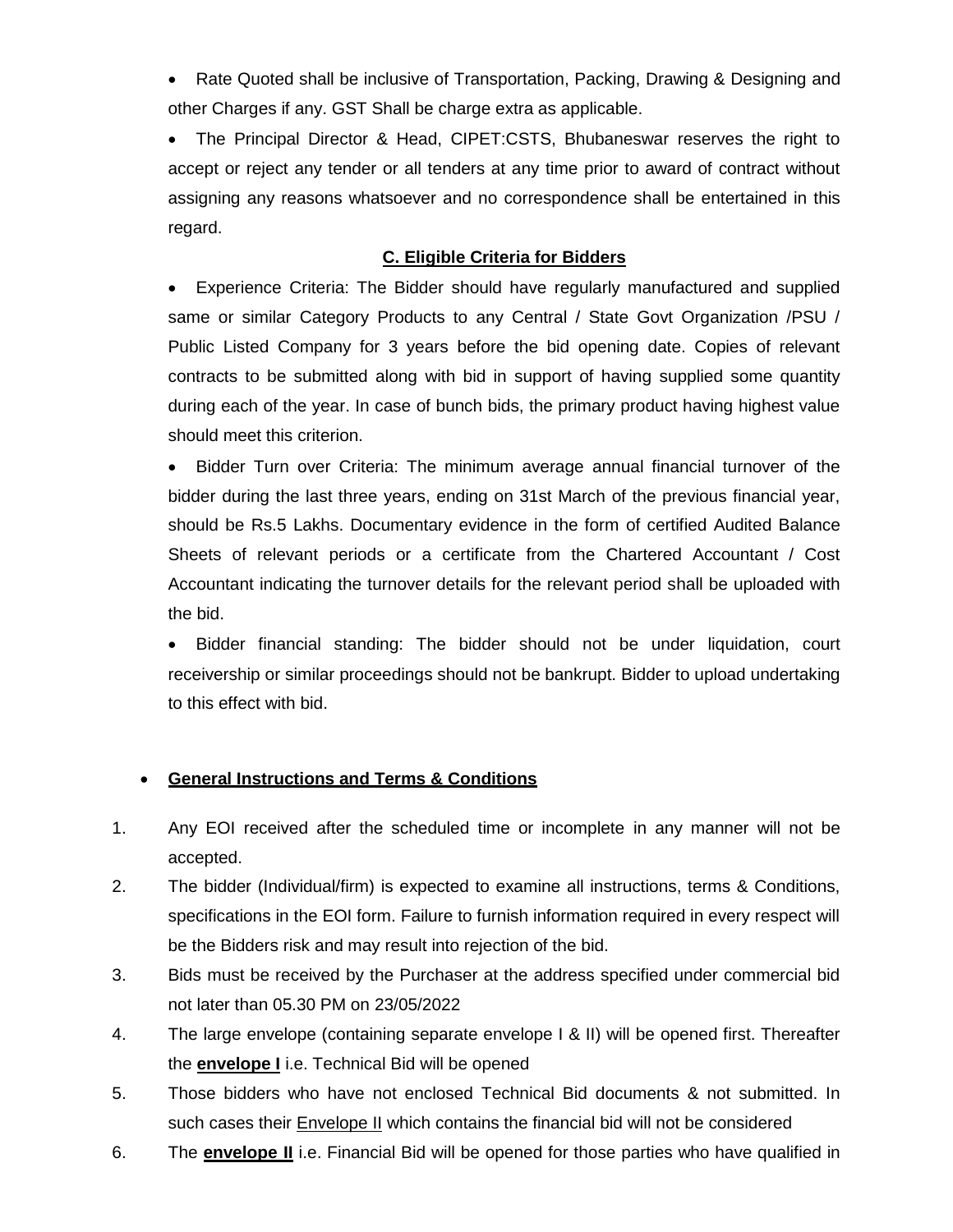- Rate Quoted shall be inclusive of Transportation, Packing, Drawing & Designing and other Charges if any. GST Shall be charge extra as applicable.
- The Principal Director & Head, CIPET:CSTS, Bhubaneswar reserves the right to accept or reject any tender or all tenders at any time prior to award of contract without assigning any reasons whatsoever and no correspondence shall be entertained in this regard.

## C. Eligible Criteria for Bidders

- Experience Criteria: The Bidder should have regularly manufactured and supplied same or similar Category Products to any Central / State Govt Organization /PSU / Public Listed Company for 3 years before the bid opening date. Copies of relevant contracts to be submitted along with bid in support of having supplied some quantity during each of the year. In case of bunch bids, the primary product having highest value should meet this criterion.
- Bidder Turn over Criteria: The minimum average annual financial turnover of the bidder during the last three years, ending on 31st March of the previous financial year, should be Rs.5 Lakhs. Documentary evidence in the form of certified Audited Balance Sheets of relevant periods or a certificate from the Chartered Accountant / Cost Accountant indicating the turnover details for the relevant period shall be uploaded with the bid.
- Bidder financial standing: The bidder should not be under liquidation, court receivership or similar proceedings should not be bankrupt. Bidder to upload undertaking to this effect with bid.

- **General Instructions and Terms & Conditions**

1. Any EOI received after the scheduled time or incomplete in any manner will not be accepted.
2. The bidder (Individual/firm) is expected to examine all instructions, terms & Conditions, specifications in the EOI form. Failure to furnish information required in every respect will be the Bidders risk and may result into rejection of the bid.
3. Bids must be received by the Purchaser at the address specified under commercial bid not later than 05.30 PM on 23/05/2022
4. The large envelope (containing separate envelope I & II) will be opened first. Thereafter the **envelope I** i.e. Technical Bid will be opened
5. Those bidders who have not enclosed Technical Bid documents & not submitted. In such cases their Envelope II which contains the financial bid will not be considered
6. The **envelope II** i.e. Financial Bid will be opened for those parties who have qualified in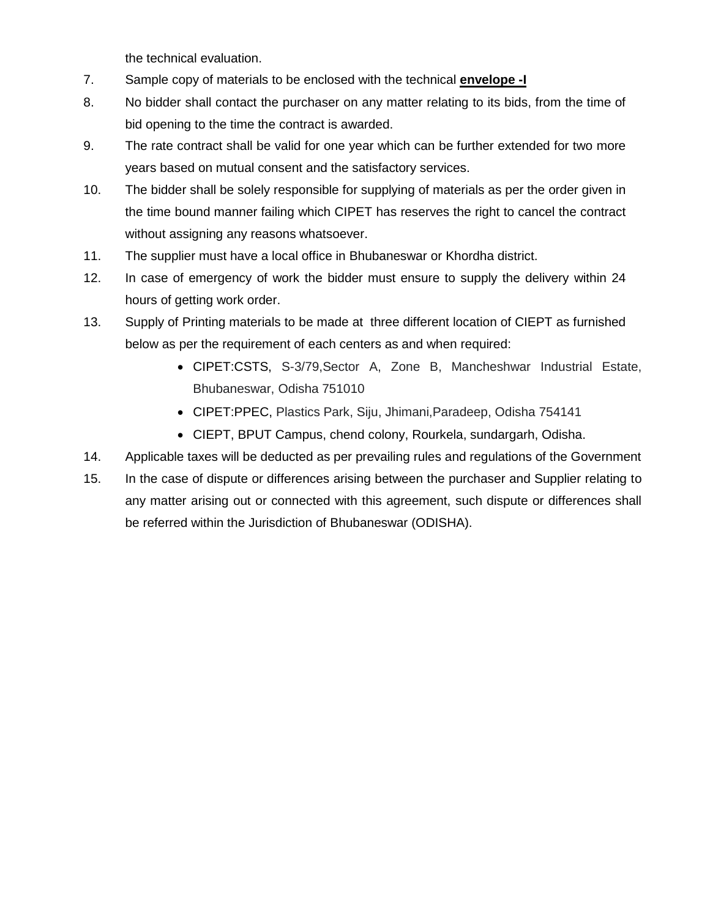the technical evaluation.

7. Sample copy of materials to be enclosed with the technical **envelope -I**
8. No bidder shall contact the purchaser on any matter relating to its bids, from the time of bid opening to the time the contract is awarded.
9. The rate contract shall be valid for one year which can be further extended for two more years based on mutual consent and the satisfactory services.
10. The bidder shall be solely responsible for supplying of materials as per the order given in the time bound manner failing which CIPET has reserves the right to cancel the contract without assigning any reasons whatsoever.
11. The supplier must have a local office in Bhubaneswar or Khordha district.
12. In case of emergency of work the bidder must ensure to supply the delivery within 24 hours of getting work order.
13. Supply of Printing materials to be made at three different location of CIEPT as furnished below as per the requirement of each centers as and when required:
    - CIPET:CSTS, S-3/79,Sector A, Zone B, Mancheshwar Industrial Estate, Bhubaneswar, Odisha 751010
    - CIPET:PPEC, Plastics Park, Siju, Jhimani,Paradeep, Odisha 754141
    - CIEPT, BPUT Campus, chend colony, Rourkela, sundargarh, Odisha.
14. Applicable taxes will be deducted as per prevailing rules and regulations of the Government
15. In the case of dispute or differences arising between the purchaser and Supplier relating to any matter arising out or connected with this agreement, such dispute or differences shall be referred within the Jurisdiction of Bhubaneswar (ODISHA).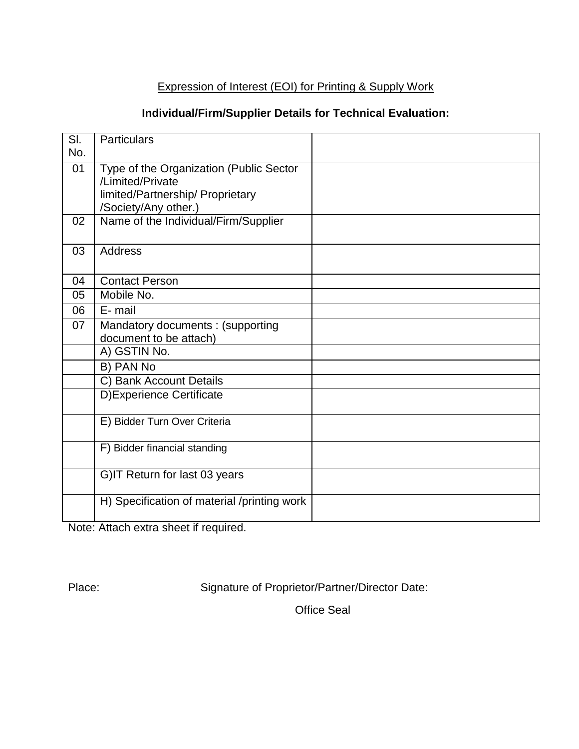Expression of Interest (EOI) for Printing & Supply Work

**Individual/Firm/Supplier Details for Technical Evaluation:**

| Sl. No. | Particulars | |
|---|---|---|
| 01 | Type of the Organization (Public Sector /Limited/Private limited/Partnership/ Proprietary /Society/Any other.) | |
| 02 | Name of the Individual/Firm/Supplier | |
| 03 | Address | |
| 04 | Contact Person | |
| 05 | Mobile No. | |
| 06 | E- mail | |
| 07 | Mandatory documents : (supporting document to be attach) | |
| | A) GSTIN No. | |
| | B) PAN No | |
| | C) Bank Account Details | |
| | D)Experience Certificate | |
| | E) Bidder Turn Over Criteria | |
| | F) Bidder financial standing | |
| | G)IT Return for last 03 years | |
| | H) Specification of material /printing work | |

Note: Attach extra sheet if required.

Place: Signature of Proprietor/Partner/Director Date:

Office Seal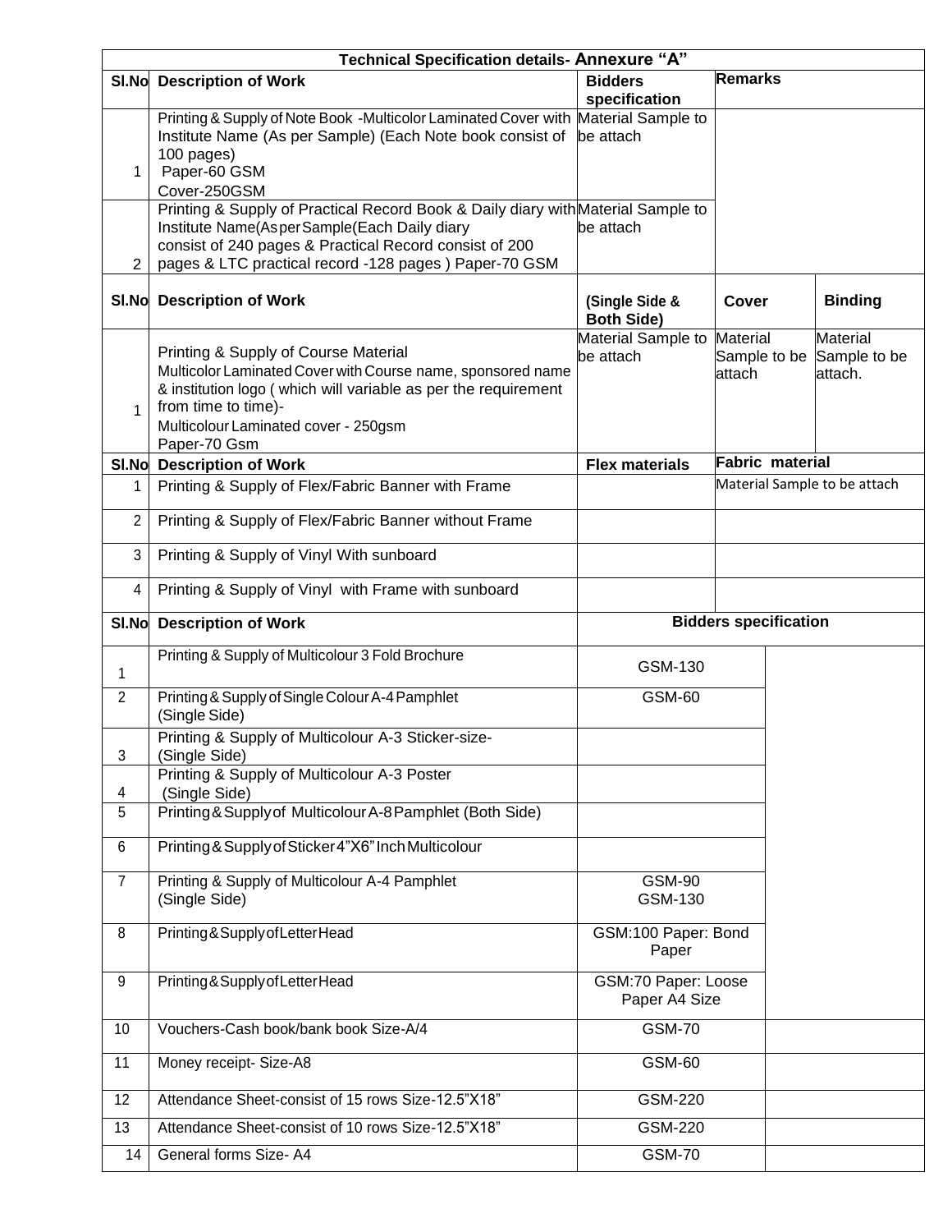## Technical Specification details- Annexure "A"

| Sl.No | Description of Work | Bidders specification | Remarks |
|---|---|---|---|
| 1 | Printing & Supply of Note Book -Multicolor Laminated Cover with Institute Name (As per Sample) (Each Note book consist of 100 pages) Paper-60 GSM Cover-250GSM | Material Sample to be attach | |
| 2 | Printing & Supply of Practical Record Book & Daily diary with Institute Name(As per Sample(Each Daily diary consist of 240 pages & Practical Record consist of 200 pages & LTC practical record -128 pages ) Paper-70 GSM | Material Sample to be attach | |

| Sl.No | Description of Work | (Single Side & Both Side) | Cover | Binding |
|---|---|---|---|---|
| 1 | Printing & Supply of Course Material Multicolor Laminated Cover with Course name, sponsored name & institution logo ( which will variable as per the requirement from time to time)- Multicolour Laminated cover - 250gsm Paper-70 Gsm | Material Sample to be attach | Material Sample to be attach | Material Sample to be attach. |

| Sl.No | Description of Work | Flex materials | Fabric material |
|---|---|---|---|
| 1 | Printing & Supply of Flex/Fabric Banner with Frame | | Material Sample to be attach |
| 2 | Printing & Supply of Flex/Fabric Banner without Frame | | |
| 3 | Printing & Supply of Vinyl With sunboard | | |
| 4 | Printing & Supply of Vinyl with Frame with sunboard | | |

| Sl.No | Description of Work | Bidders specification | |
|---|---|---|---|
| 1 | Printing & Supply of Multicolour 3 Fold Brochure | GSM-130 | |
| 2 | Printing & Supply of Single Colour A-4 Pamphlet (Single Side) | GSM-60 | |
| 3 | Printing & Supply of Multicolour A-3 Sticker-size- (Single Side) | | |
| 4 | Printing & Supply of Multicolour A-3 Poster (Single Side) | | |
| 5 | Printing & Supply of Multicolour A-8 Pamphlet (Both Side) | | |
| 6 | Printing & Supply of Sticker 4"X6" Inch Multicolour | | |
| 7 | Printing & Supply of Multicolour A-4 Pamphlet (Single Side) | GSM-90 GSM-130 | |
| 8 | Printing & Supply of Letter Head | GSM:100 Paper: Bond Paper | |
| 9 | Printing & Supply of Letter Head | GSM:70 Paper: Loose Paper A4 Size | |
| 10 | Vouchers-Cash book/bank book Size-A/4 | GSM-70 | |
| 11 | Money receipt- Size-A8 | GSM-60 | |
| 12 | Attendance Sheet-consist of 15 rows Size-12.5"X18" | GSM-220 | |
| 13 | Attendance Sheet-consist of 10 rows Size-12.5"X18" | GSM-220 | |
| 14 | General forms Size- A4 | GSM-70 | |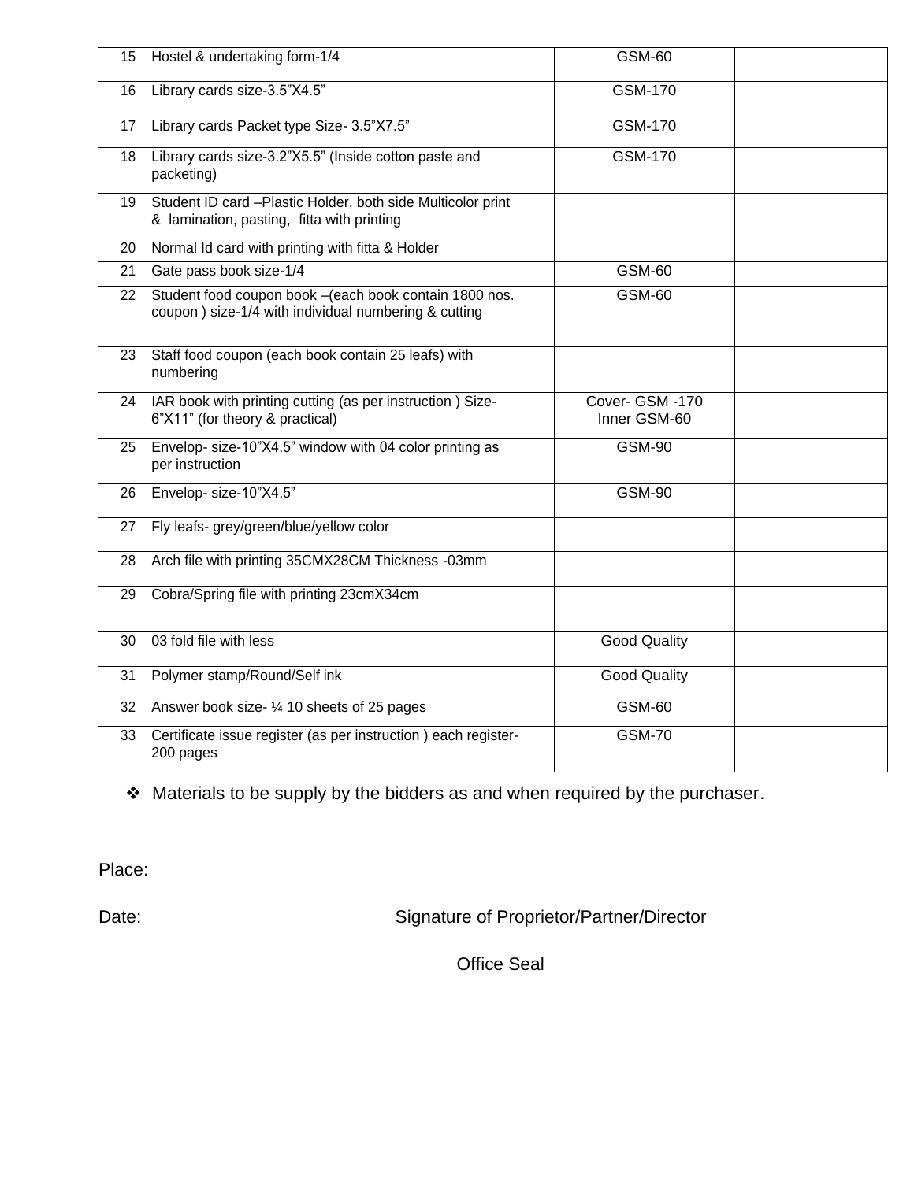| | | | |
|---|---|---|---|
| 15 | Hostel & undertaking form-1/4 | GSM-60 | |
| 16 | Library cards size-3.5"X4.5" | GSM-170 | |
| 17 | Library cards Packet type Size- 3.5"X7.5" | GSM-170 | |
| 18 | Library cards size-3.2"X5.5" (Inside cotton paste and packeting) | GSM-170 | |
| 19 | Student ID card –Plastic Holder, both side Multicolor print & lamination, pasting, fitta with printing | | |
| 20 | Normal Id card with printing with fitta & Holder | | |
| 21 | Gate pass book size-1/4 | GSM-60 | |
| 22 | Student food coupon book –(each book contain 1800 nos. coupon ) size-1/4 with individual numbering & cutting | GSM-60 | |
| 23 | Staff food coupon (each book contain 25 leafs) with numbering | | |
| 24 | IAR book with printing cutting (as per instruction ) Size-6"X11" (for theory & practical) | Cover- GSM -170<br>Inner GSM-60 | |
| 25 | Envelop- size-10"X4.5" window with 04 color printing as per instruction | GSM-90 | |
| 26 | Envelop- size-10"X4.5" | GSM-90 | |
| 27 | Fly leafs- grey/green/blue/yellow color | | |
| 28 | Arch file with printing 35CMX28CM Thickness -03mm | | |
| 29 | Cobra/Spring file with printing 23cmX34cm | | |
| 30 | 03 fold file with less | Good Quality | |
| 31 | Polymer stamp/Round/Self ink | Good Quality | |
| 32 | Answer book size- ¼ 10 sheets of 25 pages | GSM-60 | |
| 33 | Certificate issue register (as per instruction ) each register-200 pages | GSM-70 | |

- Materials to be supply by the bidders as and when required by the purchaser.

Place:

Date: Signature of Proprietor/Partner/Director

Office Seal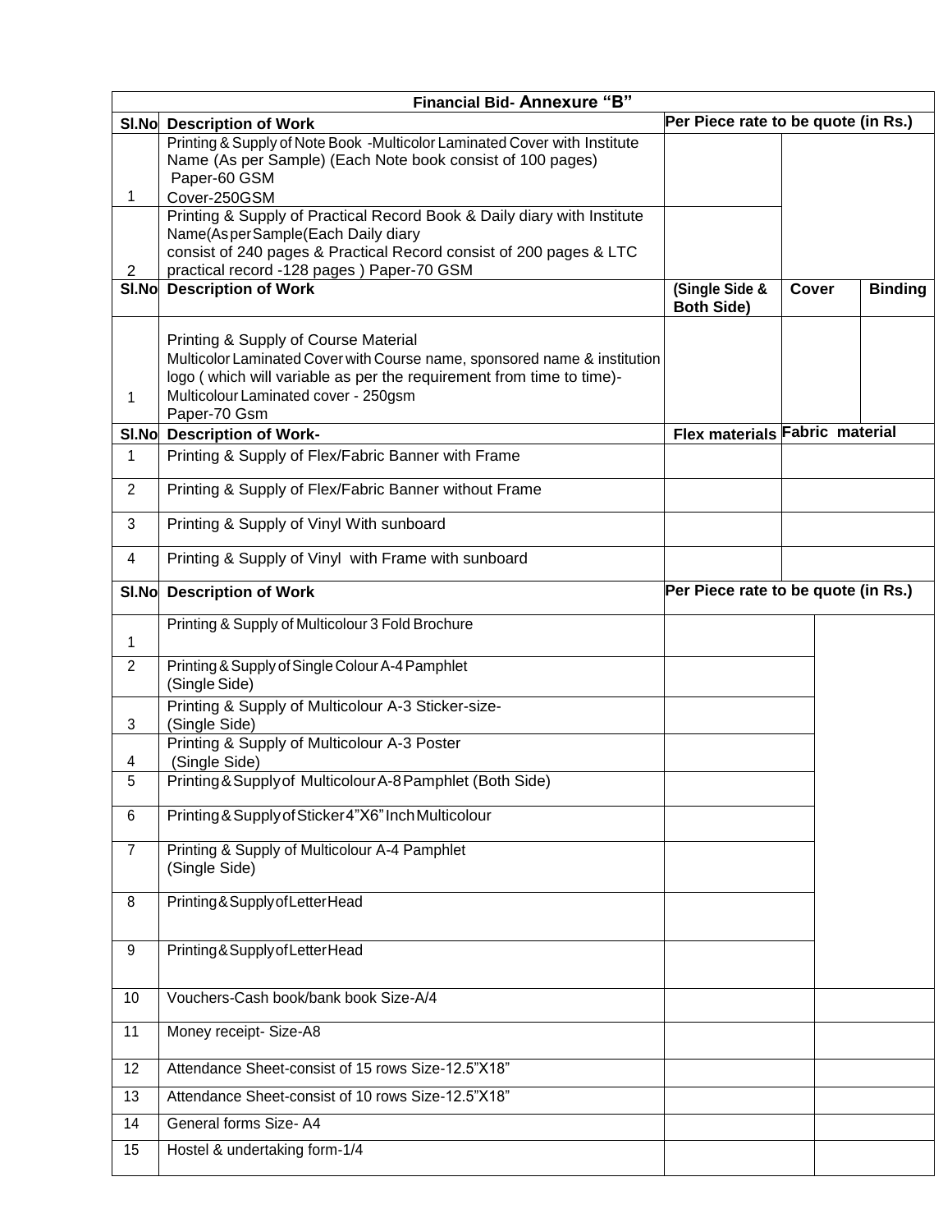| Financial Bid- Annexure "B" | | | | |
|---|---|---|---|---|
| **Sl.No** | **Description of Work** | **Per Piece rate to be quote (in Rs.)** | | |
| 1 | Printing & Supply of Note Book -Multicolor Laminated Cover with Institute Name (As per Sample) (Each Note book consist of 100 pages)<br>Paper-60 GSM<br>Cover-250GSM | | | |
| 2 | Printing & Supply of Practical Record Book & Daily diary with Institute Name(As per Sample(Each Daily diary consist of 240 pages & Practical Record consist of 200 pages & LTC practical record -128 pages ) Paper-70 GSM | | | |
| **Sl.No** | **Description of Work** | **(Single Side & Both Side)** | **Cover** | **Binding** |
| 1 | Printing & Supply of Course Material<br>Multicolor Laminated Cover with Course name, sponsored name & institution logo ( which will variable as per the requirement from time to time)-<br>Multicolour Laminated cover - 250gsm<br>Paper-70 Gsm | | | |
| **Sl.No** | **Description of Work-** | **Flex materials** | **Fabric material** | |
| 1 | Printing & Supply of Flex/Fabric Banner with Frame | | | |
| 2 | Printing & Supply of Flex/Fabric Banner without Frame | | | |
| 3 | Printing & Supply of Vinyl With sunboard | | | |
| 4 | Printing & Supply of Vinyl with Frame with sunboard | | | |
| **Sl.No** | **Description of Work** | **Per Piece rate to be quote (in Rs.)** | | |
| 1 | Printing & Supply of Multicolour 3 Fold Brochure | | | |
| 2 | Printing & Supply of Single Colour A-4 Pamphlet (Single Side) | | | |
| 3 | Printing & Supply of Multicolour A-3 Sticker-size- (Single Side) | | | |
| 4 | Printing & Supply of Multicolour A-3 Poster (Single Side) | | | |
| 5 | Printing & Supply of Multicolour A-8 Pamphlet (Both Side) | | | |
| 6 | Printing & Supply of Sticker 4"X6" Inch Multicolour | | | |
| 7 | Printing & Supply of Multicolour A-4 Pamphlet (Single Side) | | | |
| 8 | Printing & Supply of Letter Head | | | |
| 9 | Printing & Supply of Letter Head | | | |
| 10 | Vouchers-Cash book/bank book Size-A/4 | | | |
| 11 | Money receipt- Size-A8 | | | |
| 12 | Attendance Sheet-consist of 15 rows Size-12.5"X18" | | | |
| 13 | Attendance Sheet-consist of 10 rows Size-12.5"X18" | | | |
| 14 | General forms Size- A4 | | | |
| 15 | Hostel & undertaking form-1/4 | | | |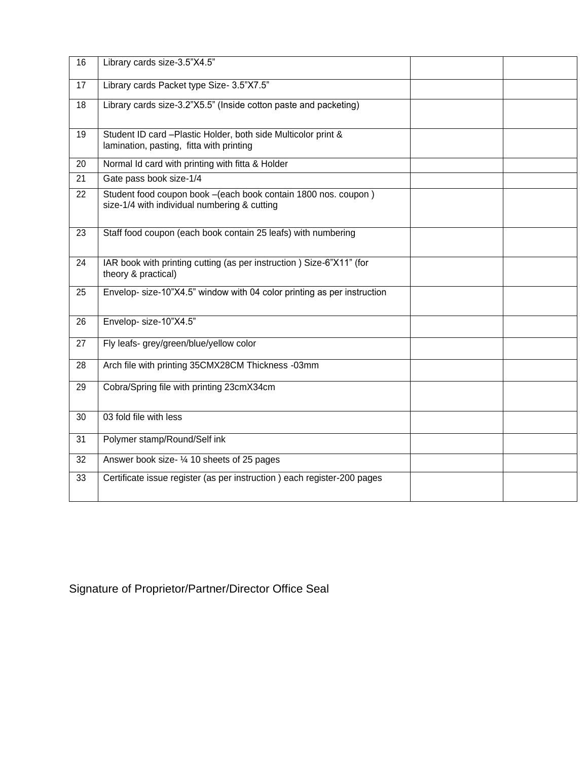| | | | |
|---|---|---|---|
| 16 | Library cards size-3.5”X4.5” | | |
| 17 | Library cards Packet type Size- 3.5”X7.5” | | |
| 18 | Library cards size-3.2”X5.5” (Inside cotton paste and packeting) | | |
| 19 | Student ID card –Plastic Holder, both side Multicolor print & lamination, pasting, fitta with printing | | |
| 20 | Normal Id card with printing with fitta & Holder | | |
| 21 | Gate pass book size-1/4 | | |
| 22 | Student food coupon book –(each book contain 1800 nos. coupon ) size-1/4 with individual numbering & cutting | | |
| 23 | Staff food coupon (each book contain 25 leafs) with numbering | | |
| 24 | IAR book with printing cutting (as per instruction ) Size-6”X11” (for theory & practical) | | |
| 25 | Envelop- size-10”X4.5” window with 04 color printing as per instruction | | |
| 26 | Envelop- size-10”X4.5” | | |
| 27 | Fly leafs- grey/green/blue/yellow color | | |
| 28 | Arch file with printing 35CMX28CM Thickness -03mm | | |
| 29 | Cobra/Spring file with printing 23cmX34cm | | |
| 30 | 03 fold file with less | | |
| 31 | Polymer stamp/Round/Self ink | | |
| 32 | Answer book size- ¼ 10 sheets of 25 pages | | |
| 33 | Certificate issue register (as per instruction ) each register-200 pages | | |

Signature of Proprietor/Partner/Director Office Seal